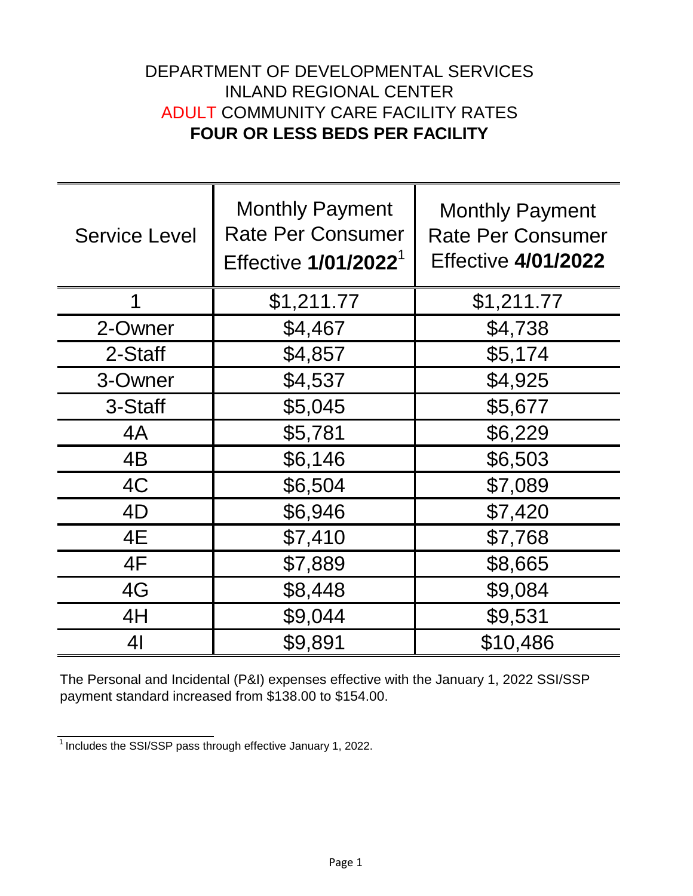# DEPARTMENT OF DEVELOPMENTAL SERVICES
## INLAND REGIONAL CENTER
## ADULT COMMUNITY CARE FACILITY RATES
## **FOUR OR LESS BEDS PER FACILITY**

| Service Level | Monthly Payment Rate Per Consumer Effective **1/01/2022**[1] | Monthly Payment Rate Per Consumer Effective **4/01/2022** |
|---|---|---|
| 1 | $1,211.77 | $1,211.77 |
| 2-Owner | $4,467 | $4,738 |
| 2-Staff | $4,857 | $5,174 |
| 3-Owner | $4,537 | $4,925 |
| 3-Staff | $5,045 | $5,677 |
| 4A | $5,781 | $6,229 |
| 4B | $6,146 | $6,503 |
| 4C | $6,504 | $7,089 |
| 4D | $6,946 | $7,420 |
| 4E | $7,410 | $7,768 |
| 4F | $7,889 | $8,665 |
| 4G | $8,448 | $9,084 |
| 4H | $9,044 | $9,531 |
| 4I | $9,891 | $10,486 |

The Personal and Incidental (P&I) expenses effective with the January 1, 2022 SSI/SSP payment standard increased from $138.00 to $154.00.

[1] Includes the SSI/SSP pass through effective January 1, 2022.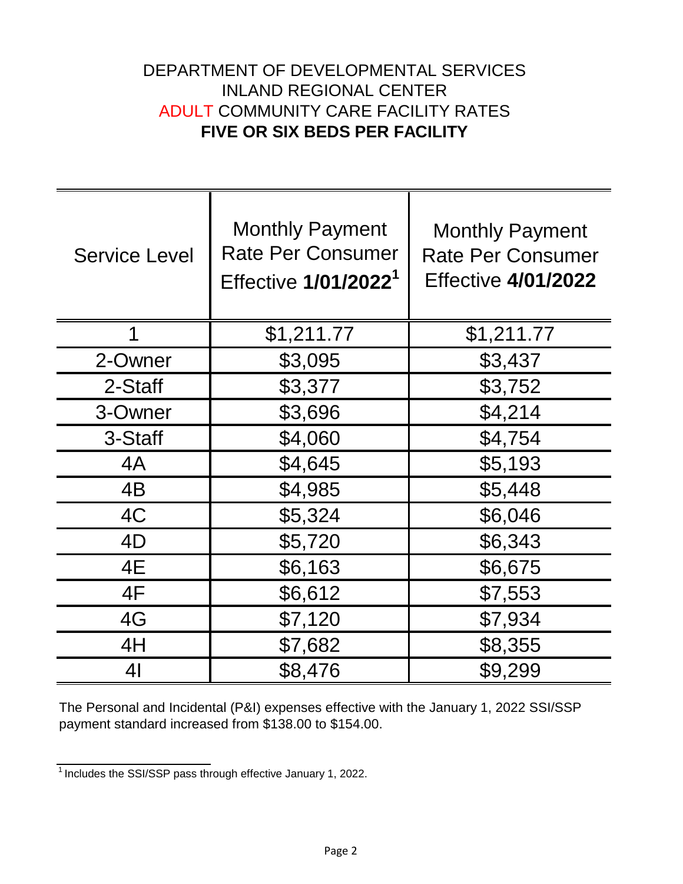# DEPARTMENT OF DEVELOPMENTAL SERVICES
# INLAND REGIONAL CENTER
# ADULT COMMUNITY CARE FACILITY RATES
# **FIVE OR SIX BEDS PER FACILITY**

| Service Level | Monthly Payment Rate Per Consumer Effective **1/01/2022**[1] | Monthly Payment Rate Per Consumer Effective **4/01/2022** |
|---|---|---|
| 1 | $1,211.77 | $1,211.77 |
| 2-Owner | $3,095 | $3,437 |
| 2-Staff | $3,377 | $3,752 |
| 3-Owner | $3,696 | $4,214 |
| 3-Staff | $4,060 | $4,754 |
| 4A | $4,645 | $5,193 |
| 4B | $4,985 | $5,448 |
| 4C | $5,324 | $6,046 |
| 4D | $5,720 | $6,343 |
| 4E | $6,163 | $6,675 |
| 4F | $6,612 | $7,553 |
| 4G | $7,120 | $7,934 |
| 4H | $7,682 | $8,355 |
| 4I | $8,476 | $9,299 |

The Personal and Incidental (P&I) expenses effective with the January 1, 2022 SSI/SSP payment standard increased from $138.00 to $154.00.

[1] Includes the SSI/SSP pass through effective January 1, 2022.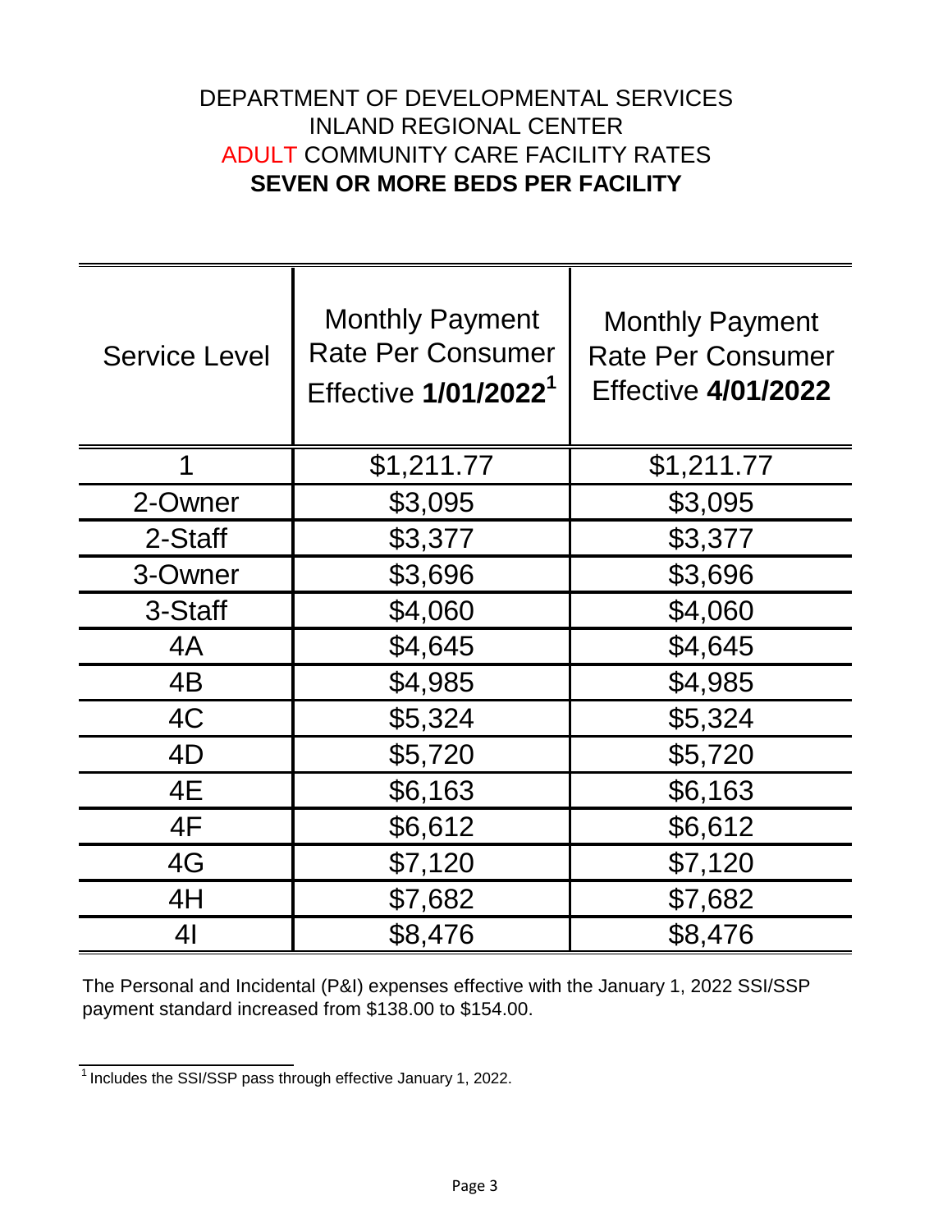DEPARTMENT OF DEVELOPMENTAL SERVICES
INLAND REGIONAL CENTER
ADULT COMMUNITY CARE FACILITY RATES
**SEVEN OR MORE BEDS PER FACILITY**

| Service Level | Monthly Payment Rate Per Consumer Effective **1/01/2022**[1] | Monthly Payment Rate Per Consumer Effective **4/01/2022** |
|---|---|---|
| 1 | $1,211.77 | $1,211.77 |
| 2-Owner | $3,095 | $3,095 |
| 2-Staff | $3,377 | $3,377 |
| 3-Owner | $3,696 | $3,696 |
| 3-Staff | $4,060 | $4,060 |
| 4A | $4,645 | $4,645 |
| 4B | $4,985 | $4,985 |
| 4C | $5,324 | $5,324 |
| 4D | $5,720 | $5,720 |
| 4E | $6,163 | $6,163 |
| 4F | $6,612 | $6,612 |
| 4G | $7,120 | $7,120 |
| 4H | $7,682 | $7,682 |
| 4I | $8,476 | $8,476 |

The Personal and Incidental (P&I) expenses effective with the January 1, 2022 SSI/SSP payment standard increased from $138.00 to $154.00.

[1] Includes the SSI/SSP pass through effective January 1, 2022.